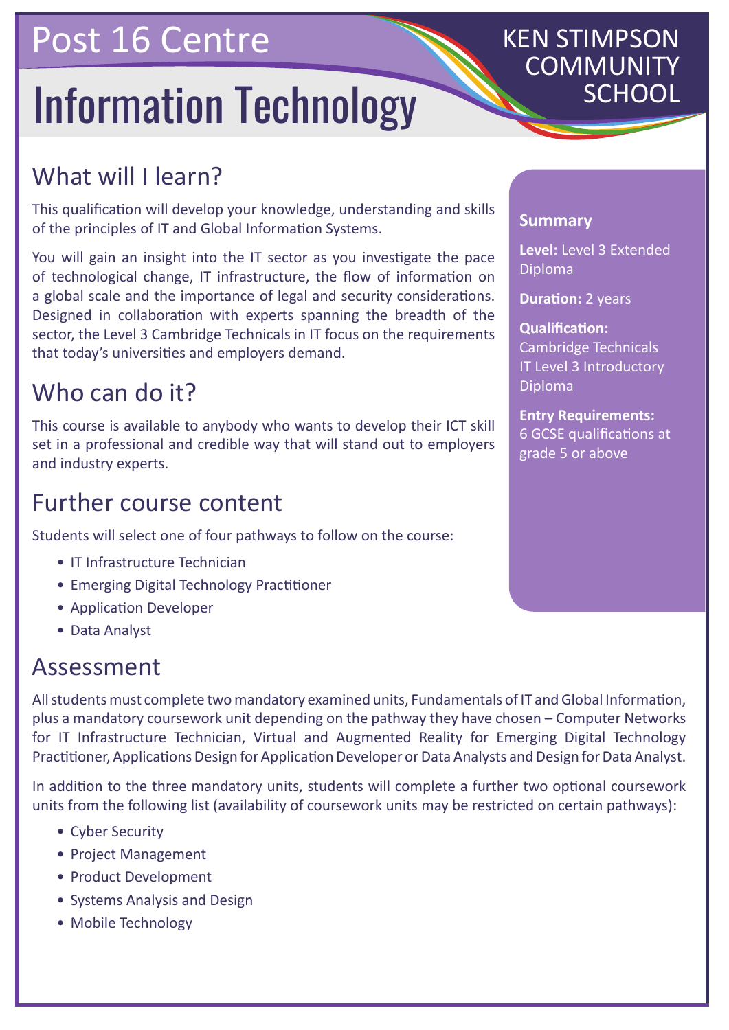Post 16 Centre

# Information Technology

KEN STIMPSON COMMUNITY SCHOOL

## What will I learn?

This qualification will develop your knowledge, understanding and skills of the principles of IT and Global Information Systems.

You will gain an insight into the IT sector as you investigate the pace of technological change, IT infrastructure, the flow of information on a global scale and the importance of legal and security considerations. Designed in collaboration with experts spanning the breadth of the sector, the Level 3 Cambridge Technicals in IT focus on the requirements that today's universities and employers demand.

## Who can do it?

This course is available to anybody who wants to develop their ICT skill set in a professional and credible way that will stand out to employers and industry experts.

## Further course content

Students will select one of four pathways to follow on the course:

- IT Infrastructure Technician
- Emerging Digital Technology Practitioner
- Application Developer
- Data Analyst

### Summary

**Level:** Level 3 Extended Diploma

**Duration:** 2 years

**Qualification:** Cambridge Technicals IT Level 3 Introductory Diploma

**Entry Requirements:** 6 GCSE qualifications at grade 5 or above

## Assessment

All students must complete two mandatory examined units, Fundamentals of IT and Global Information, plus a mandatory coursework unit depending on the pathway they have chosen – Computer Networks for IT Infrastructure Technician, Virtual and Augmented Reality for Emerging Digital Technology Practitioner, Applications Design for Application Developer or Data Analysts and Design for Data Analyst.

In addition to the three mandatory units, students will complete a further two optional coursework units from the following list (availability of coursework units may be restricted on certain pathways):

- Cyber Security
- Project Management
- Product Development
- Systems Analysis and Design
- Mobile Technology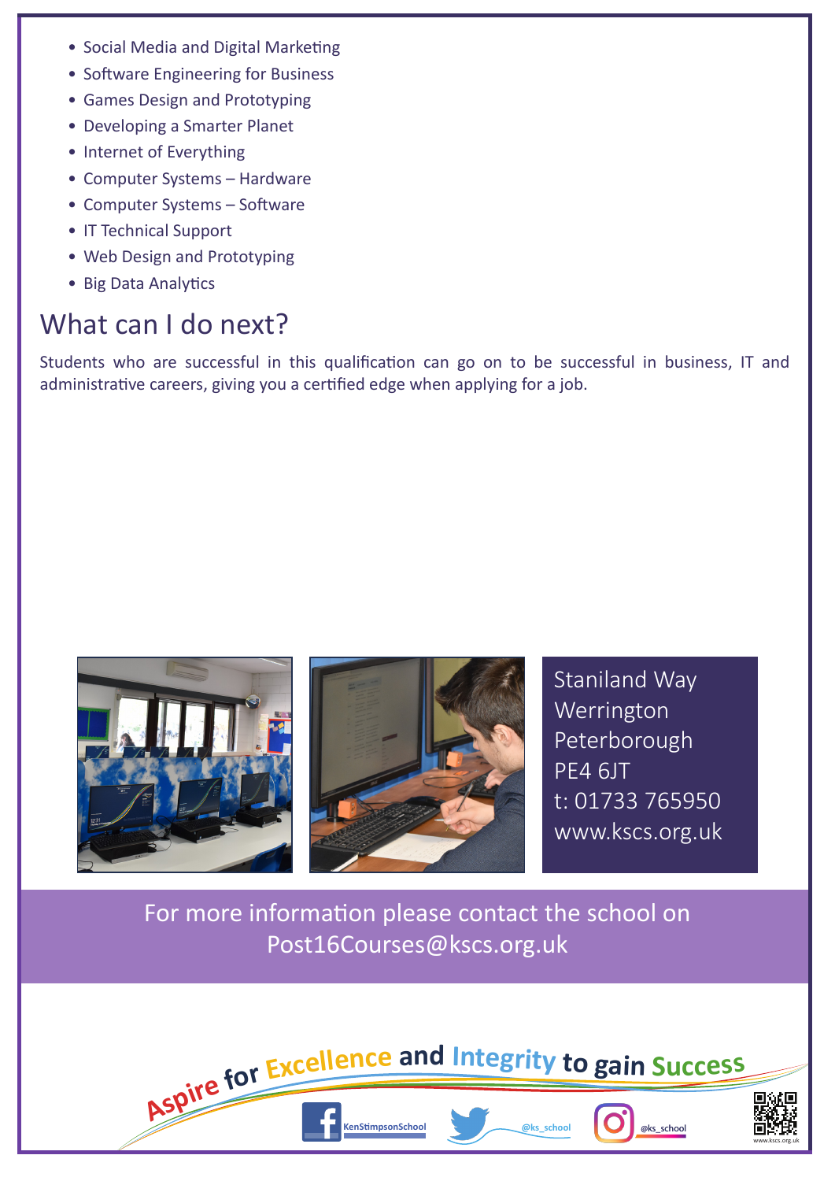- Social Media and Digital Marketing
- Software Engineering for Business
- Games Design and Prototyping
- Developing a Smarter Planet
- Internet of Everything
- Computer Systems – Hardware
- Computer Systems – Software
- IT Technical Support
- Web Design and Prototyping
- Big Data Analytics

## What can I do next?

Students who are successful in this qualification can go on to be successful in business, IT and administrative careers, giving you a certified edge when applying for a job.

Staniland Way
Werrington
Peterborough
PE4 6JT
t: 01733 765950
www.kscs.org.uk

For more information please contact the school on
Post16Courses@kscs.org.uk

Aspire for Excellence and Integrity to gain Success

KenStimpsonSchool @ks_school @ks_school

www.kscs.org.uk